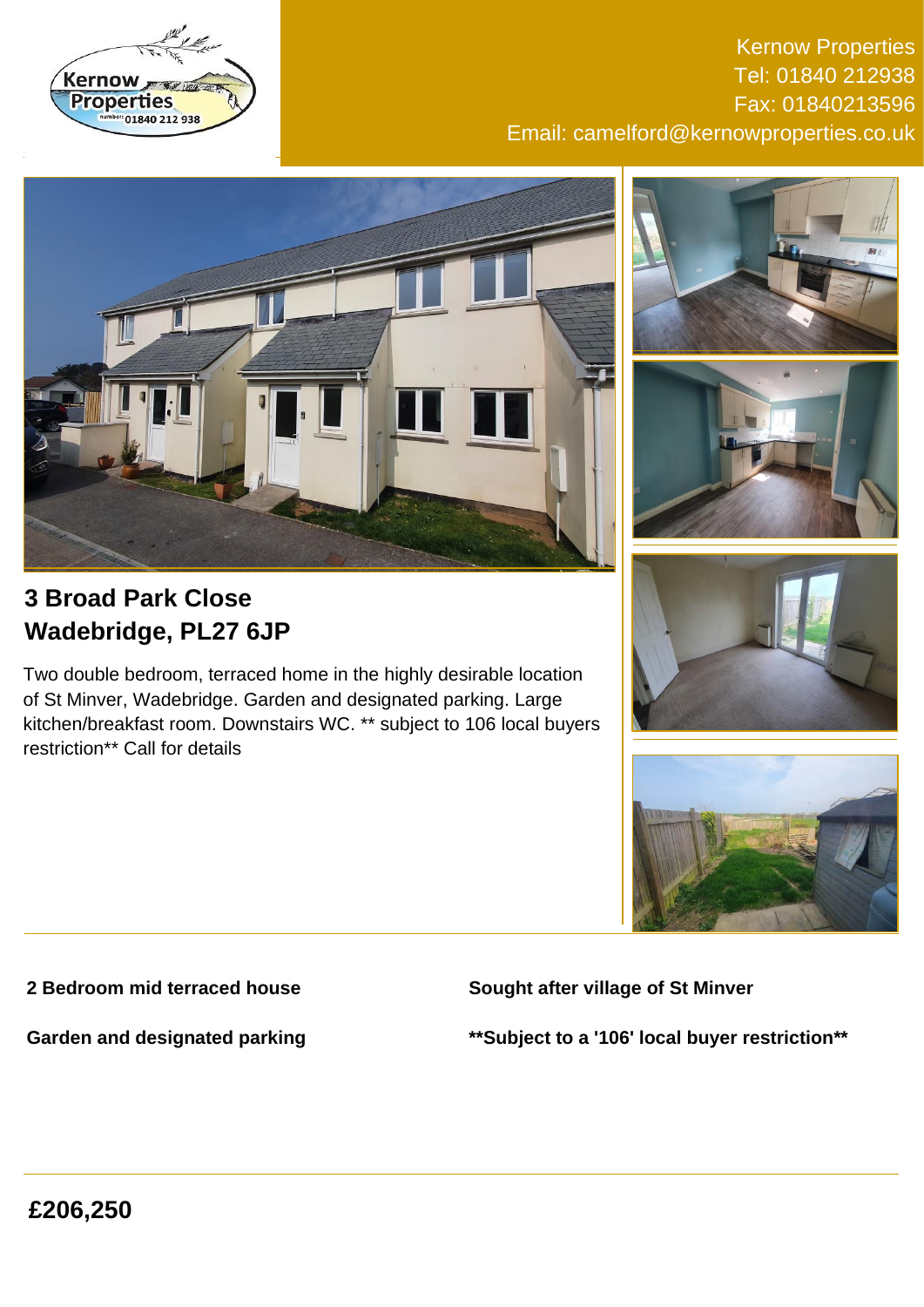Kernow Properties
Tel: 01840 212938
Fax: 01840213596
Email: camelford@kernowproperties.co.uk

## 3 Broad Park Close
## Wadebridge, PL27 6JP

Two double bedroom, terraced home in the highly desirable location of St Minver, Wadebridge. Garden and designated parking. Large kitchen/breakfast room. Downstairs WC. ** subject to 106 local buyers restriction** Call for details

**2 Bedroom mid terraced house**

**Sought after village of St Minver**

**Garden and designated parking**

****Subject to a '106' local buyer restriction****

## £206,250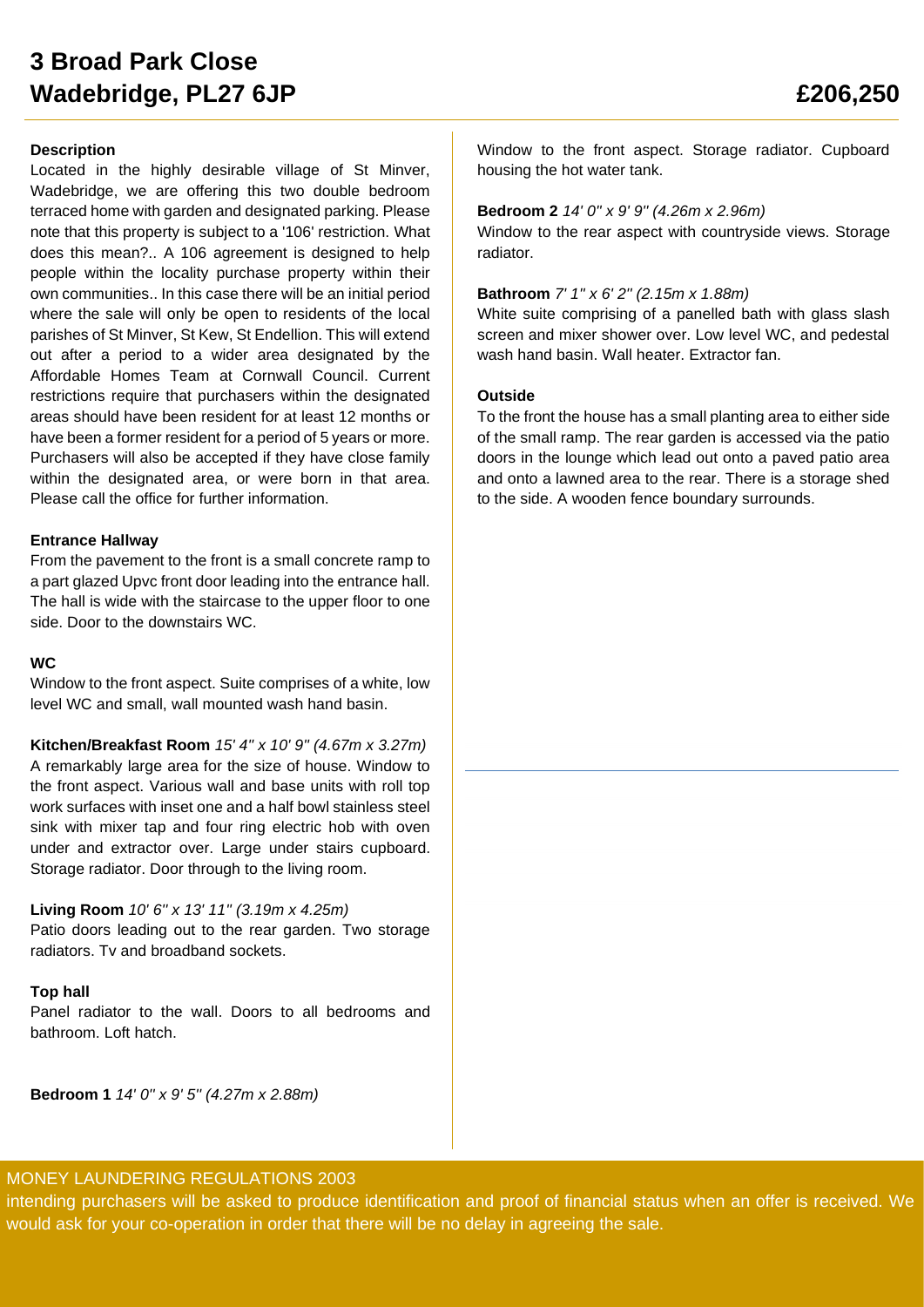# 3 Broad Park Close
# Wadebridge, PL27 6JP

**£206,250**

**Description**

Located in the highly desirable village of St Minver, Wadebridge, we are offering this two double bedroom terraced home with garden and designated parking. Please note that this property is subject to a '106' restriction. What does this mean?.. A 106 agreement is designed to help people within the locality purchase property within their own communities.. In this case there will be an initial period where the sale will only be open to residents of the local parishes of St Minver, St Kew, St Endellion. This will extend out after a period to a wider area designated by the Affordable Homes Team at Cornwall Council. Current restrictions require that purchasers within the designated areas should have been resident for at least 12 months or have been a former resident for a period of 5 years or more. Purchasers will also be accepted if they have close family within the designated area, or were born in that area. Please call the office for further information.

**Entrance Hallway**

From the pavement to the front is a small concrete ramp to a part glazed Upvc front door leading into the entrance hall. The hall is wide with the staircase to the upper floor to one side. Door to the downstairs WC.

**WC**

Window to the front aspect. Suite comprises of a white, low level WC and small, wall mounted wash hand basin.

**Kitchen/Breakfast Room** *15' 4" x 10' 9" (4.67m x 3.27m)*

A remarkably large area for the size of house. Window to the front aspect. Various wall and base units with roll top work surfaces with inset one and a half bowl stainless steel sink with mixer tap and four ring electric hob with oven under and extractor over. Large under stairs cupboard. Storage radiator. Door through to the living room.

**Living Room** *10' 6" x 13' 11" (3.19m x 4.25m)*

Patio doors leading out to the rear garden. Two storage radiators. Tv and broadband sockets.

**Top hall**

Panel radiator to the wall. Doors to all bedrooms and bathroom. Loft hatch.

**Bedroom 1** *14' 0" x 9' 5" (4.27m x 2.88m)*

Window to the front aspect. Storage radiator. Cupboard housing the hot water tank.

**Bedroom 2** *14' 0" x 9' 9" (4.26m x 2.96m)*

Window to the rear aspect with countryside views. Storage radiator.

**Bathroom** *7' 1" x 6' 2" (2.15m x 1.88m)*

White suite comprising of a panelled bath with glass slash screen and mixer shower over. Low level WC, and pedestal wash hand basin. Wall heater. Extractor fan.

**Outside**

To the front the house has a small planting area to either side of the small ramp. The rear garden is accessed via the patio doors in the lounge which lead out onto a paved patio area and onto a lawned area to the rear. There is a storage shed to the side. A wooden fence boundary surrounds.

MONEY LAUNDERING REGULATIONS 2003

intending purchasers will be asked to produce identification and proof of financial status when an offer is received. We would ask for your co-operation in order that there will be no delay in agreeing the sale.